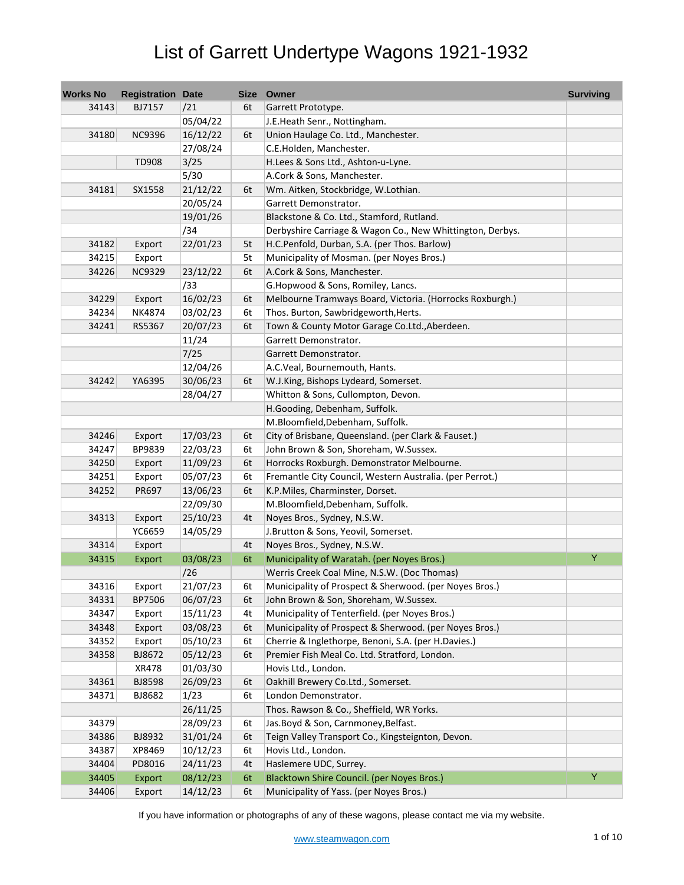# List of Garrett Undertype Wagons 1921-1932

| Works No | Registration | Date | Size | Owner | Surviving |
|---|---|---|---|---|---|
| 34143 | BJ7157 | /21 | 6t | Garrett Prototype. | |
| | | 05/04/22 | | J.E.Heath Senr., Nottingham. | |
| 34180 | NC9396 | 16/12/22 | 6t | Union Haulage Co. Ltd., Manchester. | |
| | | 27/08/24 | | C.E.Holden, Manchester. | |
| | TD908 | 3/25 | | H.Lees & Sons Ltd., Ashton-u-Lyne. | |
| | | 5/30 | | A.Cork & Sons, Manchester. | |
| 34181 | SX1558 | 21/12/22 | 6t | Wm. Aitken, Stockbridge, W.Lothian. | |
| | | 20/05/24 | | Garrett Demonstrator. | |
| | | 19/01/26 | | Blackstone & Co. Ltd., Stamford, Rutland. | |
| | | /34 | | Derbyshire Carriage & Wagon Co., New Whittington, Derbys. | |
| 34182 | Export | 22/01/23 | 5t | H.C.Penfold, Durban, S.A. (per Thos. Barlow) | |
| 34215 | Export | | 5t | Municipality of Mosman. (per Noyes Bros.) | |
| 34226 | NC9329 | 23/12/22 | 6t | A.Cork & Sons, Manchester. | |
| | | /33 | | G.Hopwood & Sons, Romiley, Lancs. | |
| 34229 | Export | 16/02/23 | 6t | Melbourne Tramways Board, Victoria. (Horrocks Roxburgh.) | |
| 34234 | NK4874 | 03/02/23 | 6t | Thos. Burton, Sawbridgeworth,Herts. | |
| 34241 | RS5367 | 20/07/23 | 6t | Town & County Motor Garage Co.Ltd.,Aberdeen. | |
| | | 11/24 | | Garrett Demonstrator. | |
| | | 7/25 | | Garrett Demonstrator. | |
| | | 12/04/26 | | A.C.Veal, Bournemouth, Hants. | |
| 34242 | YA6395 | 30/06/23 | 6t | W.J.King, Bishops Lydeard, Somerset. | |
| | | 28/04/27 | | Whitton & Sons, Cullompton, Devon. | |
| | | | | H.Gooding, Debenham, Suffolk. | |
| | | | | M.Bloomfield,Debenham, Suffolk. | |
| 34246 | Export | 17/03/23 | 6t | City of Brisbane, Queensland. (per Clark & Fauset.) | |
| 34247 | BP9839 | 22/03/23 | 6t | John Brown & Son, Shoreham, W.Sussex. | |
| 34250 | Export | 11/09/23 | 6t | Horrocks Roxburgh. Demonstrator Melbourne. | |
| 34251 | Export | 05/07/23 | 6t | Fremantle City Council, Western Australia. (per Perrot.) | |
| 34252 | PR697 | 13/06/23 | 6t | K.P.Miles, Charminster, Dorset. | |
| | | 22/09/30 | | M.Bloomfield,Debenham, Suffolk. | |
| 34313 | Export | 25/10/23 | 4t | Noyes Bros., Sydney, N.S.W. | |
| | YC6659 | 14/05/29 | | J.Brutton & Sons, Yeovil, Somerset. | |
| 34314 | Export | | 4t | Noyes Bros., Sydney, N.S.W. | |
| 34315 | Export | 03/08/23 | 6t | Municipality of Waratah. (per Noyes Bros.) | Y |
| | | /26 | | Werris Creek Coal Mine, N.S.W. (Doc Thomas) | |
| 34316 | Export | 21/07/23 | 6t | Municipality of Prospect & Sherwood. (per Noyes Bros.) | |
| 34331 | BP7506 | 06/07/23 | 6t | John Brown & Son, Shoreham, W.Sussex. | |
| 34347 | Export | 15/11/23 | 4t | Municipality of Tenterfield. (per Noyes Bros.) | |
| 34348 | Export | 03/08/23 | 6t | Municipality of Prospect & Sherwood. (per Noyes Bros.) | |
| 34352 | Export | 05/10/23 | 6t | Cherrie & Inglethorpe, Benoni, S.A. (per H.Davies.) | |
| 34358 | BJ8672 | 05/12/23 | 6t | Premier Fish Meal Co. Ltd. Stratford, London. | |
| | XR478 | 01/03/30 | | Hovis Ltd., London. | |
| 34361 | BJ8598 | 26/09/23 | 6t | Oakhill Brewery Co.Ltd., Somerset. | |
| 34371 | BJ8682 | 1/23 | 6t | London Demonstrator. | |
| | | 26/11/25 | | Thos. Rawson & Co., Sheffield, WR Yorks. | |
| 34379 | | 28/09/23 | 6t | Jas.Boyd & Son, Carnmoney,Belfast. | |
| 34386 | BJ8932 | 31/01/24 | 6t | Teign Valley Transport Co., Kingsteignton, Devon. | |
| 34387 | XP8469 | 10/12/23 | 6t | Hovis Ltd., London. | |
| 34404 | PD8016 | 24/11/23 | 4t | Haslemere UDC, Surrey. | |
| 34405 | Export | 08/12/23 | 6t | Blacktown Shire Council. (per Noyes Bros.) | Y |
| 34406 | Export | 14/12/23 | 6t | Municipality of Yass. (per Noyes Bros.) | |

If you have information or photographs of any of these wagons, please contact me via my website.

www.steamwagon.com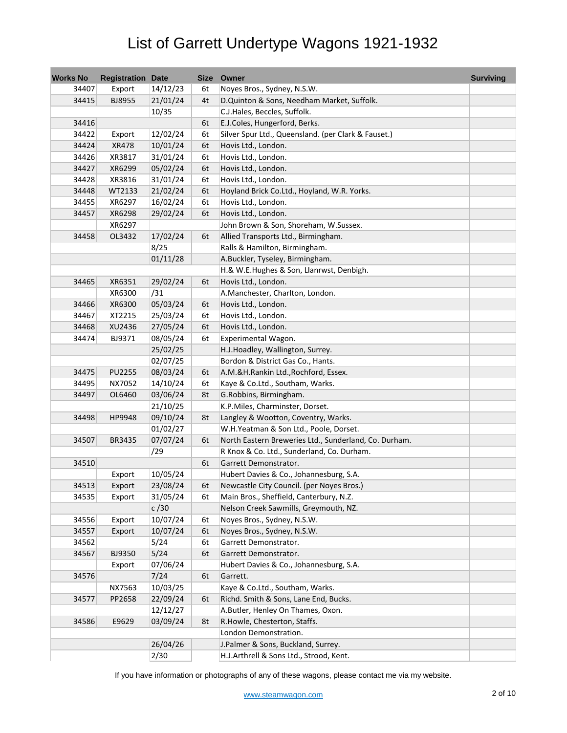# List of Garrett Undertype Wagons 1921-1932

| Works No | Registration | Date | Size | Owner | Surviving |
|---|---|---|---|---|---|
| 34407 | Export | 14/12/23 | 6t | Noyes Bros., Sydney, N.S.W. | |
| 34415 | BJ8955 | 21/01/24 | 4t | D.Quinton & Sons, Needham Market, Suffolk. | |
| | | 10/35 | | C.J.Hales, Beccles, Suffolk. | |
| 34416 | | | 6t | E.J.Coles, Hungerford, Berks. | |
| 34422 | Export | 12/02/24 | 6t | Silver Spur Ltd., Queensland. (per Clark & Fauset.) | |
| 34424 | XR478 | 10/01/24 | 6t | Hovis Ltd., London. | |
| 34426 | XR3817 | 31/01/24 | 6t | Hovis Ltd., London. | |
| 34427 | XR6299 | 05/02/24 | 6t | Hovis Ltd., London. | |
| 34428 | XR3816 | 31/01/24 | 6t | Hovis Ltd., London. | |
| 34448 | WT2133 | 21/02/24 | 6t | Hoyland Brick Co.Ltd., Hoyland, W.R. Yorks. | |
| 34455 | XR6297 | 16/02/24 | 6t | Hovis Ltd., London. | |
| 34457 | XR6298 | 29/02/24 | 6t | Hovis Ltd., London. | |
| | XR6297 | | | John Brown & Son, Shoreham, W.Sussex. | |
| 34458 | OL3432 | 17/02/24 | 6t | Allied Transports Ltd., Birmingham. | |
| | | 8/25 | | Ralls & Hamilton, Birmingham. | |
| | | 01/11/28 | | A.Buckler, Tyseley, Birmingham. | |
| | | | | H.& W.E.Hughes & Son, Llanrwst, Denbigh. | |
| 34465 | XR6351 | 29/02/24 | 6t | Hovis Ltd., London. | |
| | XR6300 | /31 | | A.Manchester, Charlton, London. | |
| 34466 | XR6300 | 05/03/24 | 6t | Hovis Ltd., London. | |
| 34467 | XT2215 | 25/03/24 | 6t | Hovis Ltd., London. | |
| 34468 | XU2436 | 27/05/24 | 6t | Hovis Ltd., London. | |
| 34474 | BJ9371 | 08/05/24 | 6t | Experimental Wagon. | |
| | | 25/02/25 | | H.J.Hoadley, Wallington, Surrey. | |
| | | 02/07/25 | | Bordon & District Gas Co., Hants. | |
| 34475 | PU2255 | 08/03/24 | 6t | A.M.&H.Rankin Ltd.,Rochford, Essex. | |
| 34495 | NX7052 | 14/10/24 | 6t | Kaye & Co.Ltd., Southam, Warks. | |
| 34497 | OL6460 | 03/06/24 | 8t | G.Robbins, Birmingham. | |
| | | 21/10/25 | | K.P.Miles, Charminster, Dorset. | |
| 34498 | HP9948 | 09/10/24 | 8t | Langley & Wootton, Coventry, Warks. | |
| | | 01/02/27 | | W.H.Yeatman & Son Ltd., Poole, Dorset. | |
| 34507 | BR3435 | 07/07/24 | 6t | North Eastern Breweries Ltd., Sunderland, Co. Durham. | |
| | | /29 | | R Knox & Co. Ltd., Sunderland, Co. Durham. | |
| 34510 | | | 6t | Garrett Demonstrator. | |
| | Export | 10/05/24 | | Hubert Davies & Co., Johannesburg, S.A. | |
| 34513 | Export | 23/08/24 | 6t | Newcastle City Council. (per Noyes Bros.) | |
| 34535 | Export | 31/05/24 | 6t | Main Bros., Sheffield, Canterbury, N.Z. | |
| | | c /30 | | Nelson Creek Sawmills, Greymouth, NZ. | |
| 34556 | Export | 10/07/24 | 6t | Noyes Bros., Sydney, N.S.W. | |
| 34557 | Export | 10/07/24 | 6t | Noyes Bros., Sydney, N.S.W. | |
| 34562 | | 5/24 | 6t | Garrett Demonstrator. | |
| 34567 | BJ9350 | 5/24 | 6t | Garrett Demonstrator. | |
| | Export | 07/06/24 | | Hubert Davies & Co., Johannesburg, S.A. | |
| 34576 | | 7/24 | 6t | Garrett. | |
| | NX7563 | 10/03/25 | | Kaye & Co.Ltd., Southam, Warks. | |
| 34577 | PP2658 | 22/09/24 | 6t | Richd. Smith & Sons, Lane End, Bucks. | |
| | | 12/12/27 | | A.Butler, Henley On Thames, Oxon. | |
| 34586 | E9629 | 03/09/24 | 8t | R.Howle, Chesterton, Staffs. | |
| | | | | London Demonstration. | |
| | | 26/04/26 | | J.Palmer & Sons, Buckland, Surrey. | |
| | | 2/30 | | H.J.Arthrell & Sons Ltd., Strood, Kent. | |

If you have information or photographs of any of these wagons, please contact me via my website.

www.steamwagon.com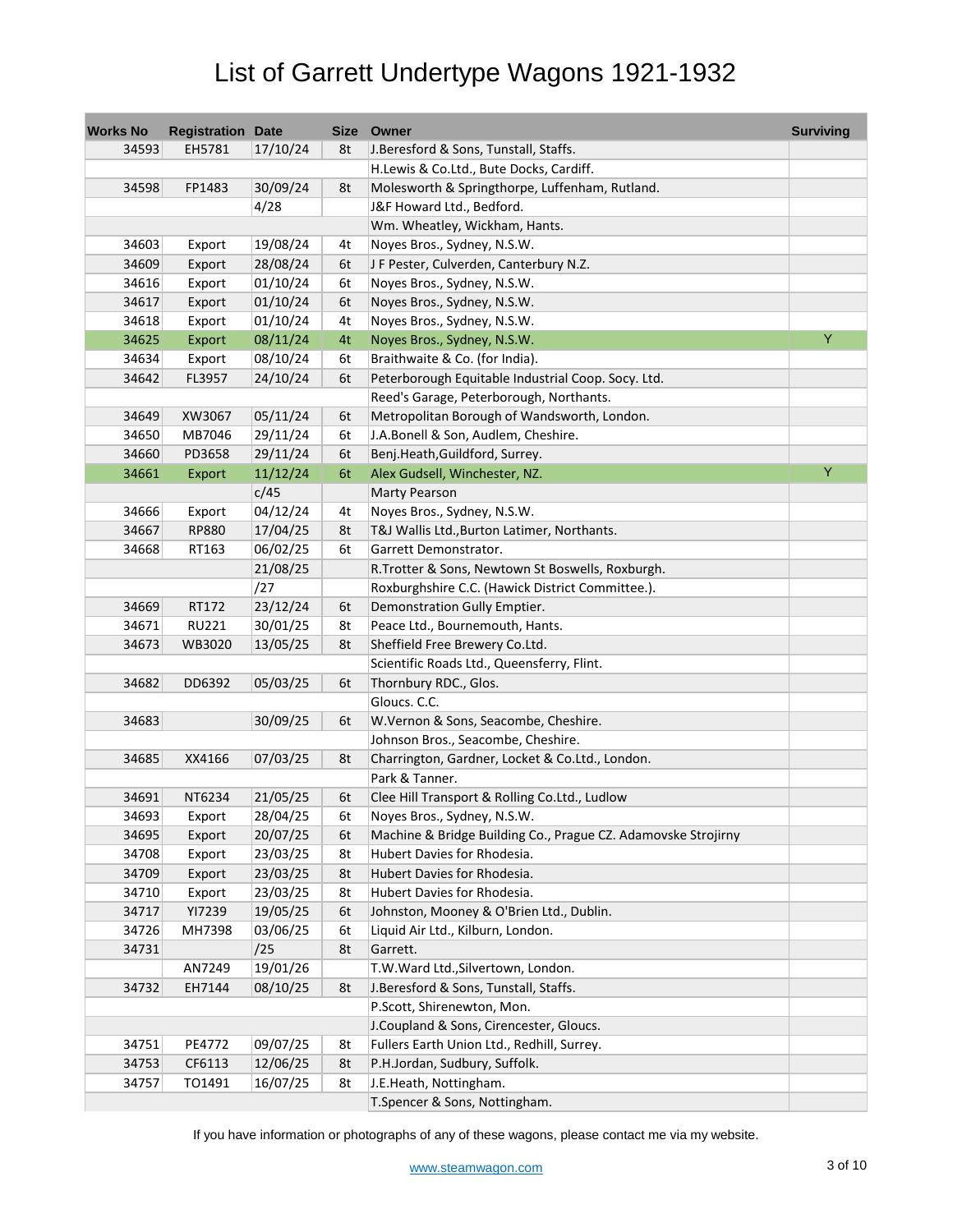# List of Garrett Undertype Wagons 1921-1932

| Works No | Registration | Date | Size | Owner | Surviving |
|---|---|---|---|---|---|
| 34593 | EH5781 | 17/10/24 | 8t | J.Beresford & Sons, Tunstall, Staffs. | |
| | | | | H.Lewis & Co.Ltd., Bute Docks, Cardiff. | |
| 34598 | FP1483 | 30/09/24 | 8t | Molesworth & Springthorpe, Luffenham, Rutland. | |
| | | 4/28 | | J&F Howard Ltd., Bedford. | |
| | | | | Wm. Wheatley, Wickham, Hants. | |
| 34603 | Export | 19/08/24 | 4t | Noyes Bros., Sydney, N.S.W. | |
| 34609 | Export | 28/08/24 | 6t | J F Pester, Culverden, Canterbury N.Z. | |
| 34616 | Export | 01/10/24 | 6t | Noyes Bros., Sydney, N.S.W. | |
| 34617 | Export | 01/10/24 | 6t | Noyes Bros., Sydney, N.S.W. | |
| 34618 | Export | 01/10/24 | 4t | Noyes Bros., Sydney, N.S.W. | |
| 34625 | Export | 08/11/24 | 4t | Noyes Bros., Sydney, N.S.W. | Y |
| 34634 | Export | 08/10/24 | 6t | Braithwaite & Co. (for India). | |
| 34642 | FL3957 | 24/10/24 | 6t | Peterborough Equitable Industrial Coop. Socy. Ltd. | |
| | | | | Reed's Garage, Peterborough, Northants. | |
| 34649 | XW3067 | 05/11/24 | 6t | Metropolitan Borough of Wandsworth, London. | |
| 34650 | MB7046 | 29/11/24 | 6t | J.A.Bonell & Son, Audlem, Cheshire. | |
| 34660 | PD3658 | 29/11/24 | 6t | Benj.Heath,Guildford, Surrey. | |
| 34661 | Export | 11/12/24 | 6t | Alex Gudsell, Winchester, NZ. | Y |
| | | c/45 | | Marty Pearson | |
| 34666 | Export | 04/12/24 | 4t | Noyes Bros., Sydney, N.S.W. | |
| 34667 | RP880 | 17/04/25 | 8t | T&J Wallis Ltd.,Burton Latimer, Northants. | |
| 34668 | RT163 | 06/02/25 | 6t | Garrett Demonstrator. | |
| | | 21/08/25 | | R.Trotter & Sons, Newtown St Boswells, Roxburgh. | |
| | | /27 | | Roxburghshire C.C. (Hawick District Committee.). | |
| 34669 | RT172 | 23/12/24 | 6t | Demonstration Gully Emptier. | |
| 34671 | RU221 | 30/01/25 | 8t | Peace Ltd., Bournemouth, Hants. | |
| 34673 | WB3020 | 13/05/25 | 8t | Sheffield Free Brewery Co.Ltd. | |
| | | | | Scientific Roads Ltd., Queensferry, Flint. | |
| 34682 | DD6392 | 05/03/25 | 6t | Thornbury RDC., Glos. | |
| | | | | Gloucs. C.C. | |
| 34683 | | 30/09/25 | 6t | W.Vernon & Sons, Seacombe, Cheshire. | |
| | | | | Johnson Bros., Seacombe, Cheshire. | |
| 34685 | XX4166 | 07/03/25 | 8t | Charrington, Gardner, Locket & Co.Ltd., London. | |
| | | | | Park & Tanner. | |
| 34691 | NT6234 | 21/05/25 | 6t | Clee Hill Transport & Rolling Co.Ltd., Ludlow | |
| 34693 | Export | 28/04/25 | 6t | Noyes Bros., Sydney, N.S.W. | |
| 34695 | Export | 20/07/25 | 6t | Machine & Bridge Building Co., Prague CZ. Adamovske Strojirny | |
| 34708 | Export | 23/03/25 | 8t | Hubert Davies for Rhodesia. | |
| 34709 | Export | 23/03/25 | 8t | Hubert Davies for Rhodesia. | |
| 34710 | Export | 23/03/25 | 8t | Hubert Davies for Rhodesia. | |
| 34717 | YI7239 | 19/05/25 | 6t | Johnston, Mooney & O'Brien Ltd., Dublin. | |
| 34726 | MH7398 | 03/06/25 | 6t | Liquid Air Ltd., Kilburn, London. | |
| 34731 | | /25 | 8t | Garrett. | |
| | AN7249 | 19/01/26 | | T.W.Ward Ltd.,Silvertown, London. | |
| 34732 | EH7144 | 08/10/25 | 8t | J.Beresford & Sons, Tunstall, Staffs. | |
| | | | | P.Scott, Shirenewton, Mon. | |
| | | | | J.Coupland & Sons, Cirencester, Gloucs. | |
| 34751 | PE4772 | 09/07/25 | 8t | Fullers Earth Union Ltd., Redhill, Surrey. | |
| 34753 | CF6113 | 12/06/25 | 8t | P.H.Jordan, Sudbury, Suffolk. | |
| 34757 | TO1491 | 16/07/25 | 8t | J.E.Heath, Nottingham. | |
| | | | | T.Spencer & Sons, Nottingham. | |

If you have information or photographs of any of these wagons, please contact me via my website.

www.steamwagon.com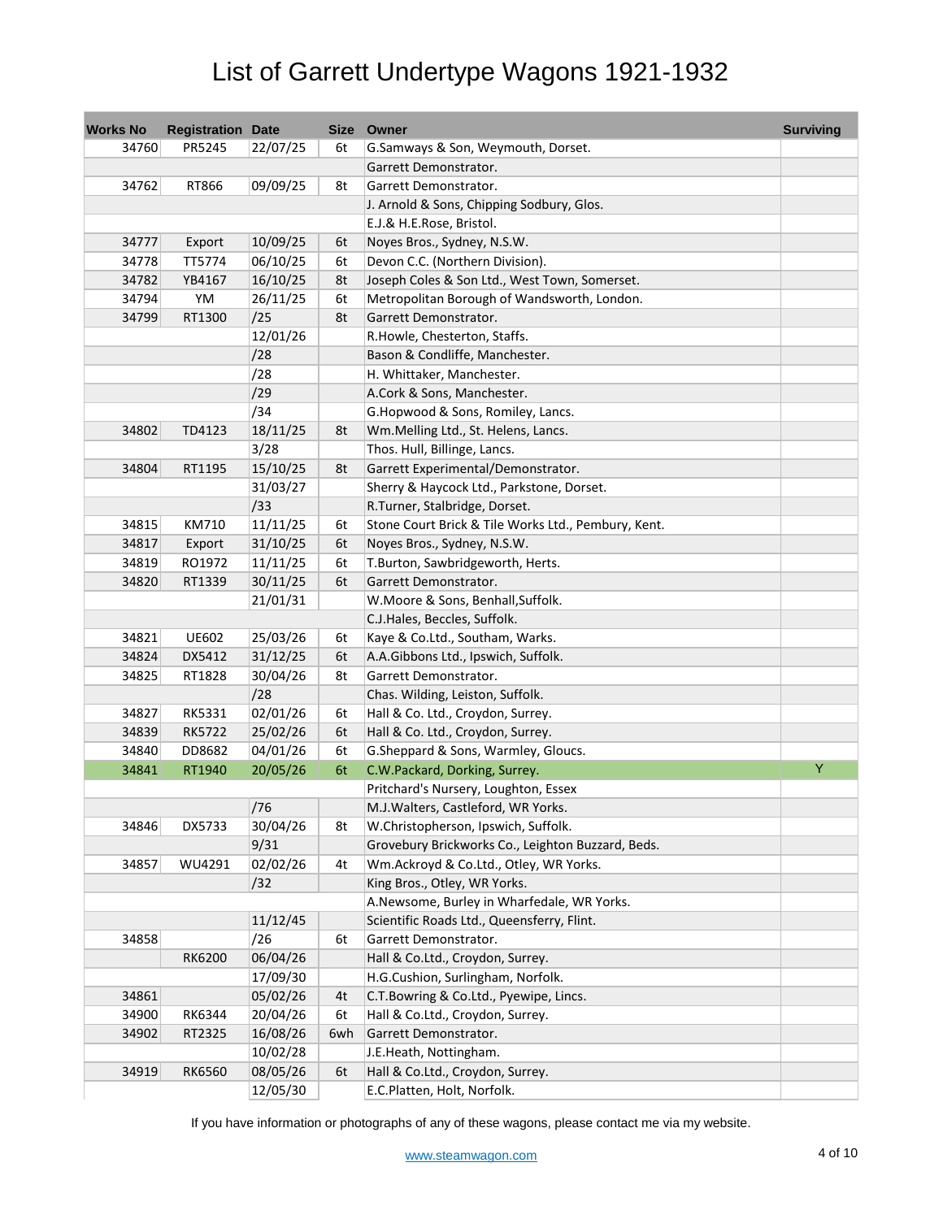# List of Garrett Undertype Wagons 1921-1932

| Works No | Registration | Date | Size | Owner | Surviving |
|---|---|---|---|---|---|
| 34760 | PR5245 | 22/07/25 | 6t | G.Samways & Son, Weymouth, Dorset. | |
| | | | | Garrett Demonstrator. | |
| 34762 | RT866 | 09/09/25 | 8t | Garrett Demonstrator. | |
| | | | | J. Arnold & Sons, Chipping Sodbury, Glos. | |
| | | | | E.J.& H.E.Rose, Bristol. | |
| 34777 | Export | 10/09/25 | 6t | Noyes Bros., Sydney, N.S.W. | |
| 34778 | TT5774 | 06/10/25 | 6t | Devon C.C. (Northern Division). | |
| 34782 | YB4167 | 16/10/25 | 8t | Joseph Coles & Son Ltd., West Town, Somerset. | |
| 34794 | YM | 26/11/25 | 6t | Metropolitan Borough of Wandsworth, London. | |
| 34799 | RT1300 | /25 | 8t | Garrett Demonstrator. | |
| | | 12/01/26 | | R.Howle, Chesterton, Staffs. | |
| | | /28 | | Bason & Condliffe, Manchester. | |
| | | /28 | | H. Whittaker, Manchester. | |
| | | /29 | | A.Cork & Sons, Manchester. | |
| | | /34 | | G.Hopwood & Sons, Romiley, Lancs. | |
| 34802 | TD4123 | 18/11/25 | 8t | Wm.Melling Ltd., St. Helens, Lancs. | |
| | | 3/28 | | Thos. Hull, Billinge, Lancs. | |
| 34804 | RT1195 | 15/10/25 | 8t | Garrett Experimental/Demonstrator. | |
| | | 31/03/27 | | Sherry & Haycock Ltd., Parkstone, Dorset. | |
| | | /33 | | R.Turner, Stalbridge, Dorset. | |
| 34815 | KM710 | 11/11/25 | 6t | Stone Court Brick & Tile Works Ltd., Pembury, Kent. | |
| 34817 | Export | 31/10/25 | 6t | Noyes Bros., Sydney, N.S.W. | |
| 34819 | RO1972 | 11/11/25 | 6t | T.Burton, Sawbridgeworth, Herts. | |
| 34820 | RT1339 | 30/11/25 | 6t | Garrett Demonstrator. | |
| | | 21/01/31 | | W.Moore & Sons, Benhall,Suffolk. | |
| | | | | C.J.Hales, Beccles, Suffolk. | |
| 34821 | UE602 | 25/03/26 | 6t | Kaye & Co.Ltd., Southam, Warks. | |
| 34824 | DX5412 | 31/12/25 | 6t | A.A.Gibbons Ltd., Ipswich, Suffolk. | |
| 34825 | RT1828 | 30/04/26 | 8t | Garrett Demonstrator. | |
| | | /28 | | Chas. Wilding, Leiston, Suffolk. | |
| 34827 | RK5331 | 02/01/26 | 6t | Hall & Co. Ltd., Croydon, Surrey. | |
| 34839 | RK5722 | 25/02/26 | 6t | Hall & Co. Ltd., Croydon, Surrey. | |
| 34840 | DD8682 | 04/01/26 | 6t | G.Sheppard & Sons, Warmley, Gloucs. | |
| 34841 | RT1940 | 20/05/26 | 6t | C.W.Packard, Dorking, Surrey. | Y |
| | | | | Pritchard's Nursery, Loughton, Essex | |
| | | /76 | | M.J.Walters, Castleford, WR Yorks. | |
| 34846 | DX5733 | 30/04/26 | 8t | W.Christopherson, Ipswich, Suffolk. | |
| | | 9/31 | | Grovebury Brickworks Co., Leighton Buzzard, Beds. | |
| 34857 | WU4291 | 02/02/26 | 4t | Wm.Ackroyd & Co.Ltd., Otley, WR Yorks. | |
| | | /32 | | King Bros., Otley, WR Yorks. | |
| | | | | A.Newsome, Burley in Wharfedale, WR Yorks. | |
| | | 11/12/45 | | Scientific Roads Ltd., Queensferry, Flint. | |
| 34858 | | /26 | 6t | Garrett Demonstrator. | |
| | RK6200 | 06/04/26 | | Hall & Co.Ltd., Croydon, Surrey. | |
| | | 17/09/30 | | H.G.Cushion, Surlingham, Norfolk. | |
| 34861 | | 05/02/26 | 4t | C.T.Bowring & Co.Ltd., Pyewipe, Lincs. | |
| 34900 | RK6344 | 20/04/26 | 6t | Hall & Co.Ltd., Croydon, Surrey. | |
| 34902 | RT2325 | 16/08/26 | 6wh | Garrett Demonstrator. | |
| | | 10/02/28 | | J.E.Heath, Nottingham. | |
| 34919 | RK6560 | 08/05/26 | 6t | Hall & Co.Ltd., Croydon, Surrey. | |
| | | 12/05/30 | | E.C.Platten, Holt, Norfolk. | |

If you have information or photographs of any of these wagons, please contact me via my website.

www.steamwagon.com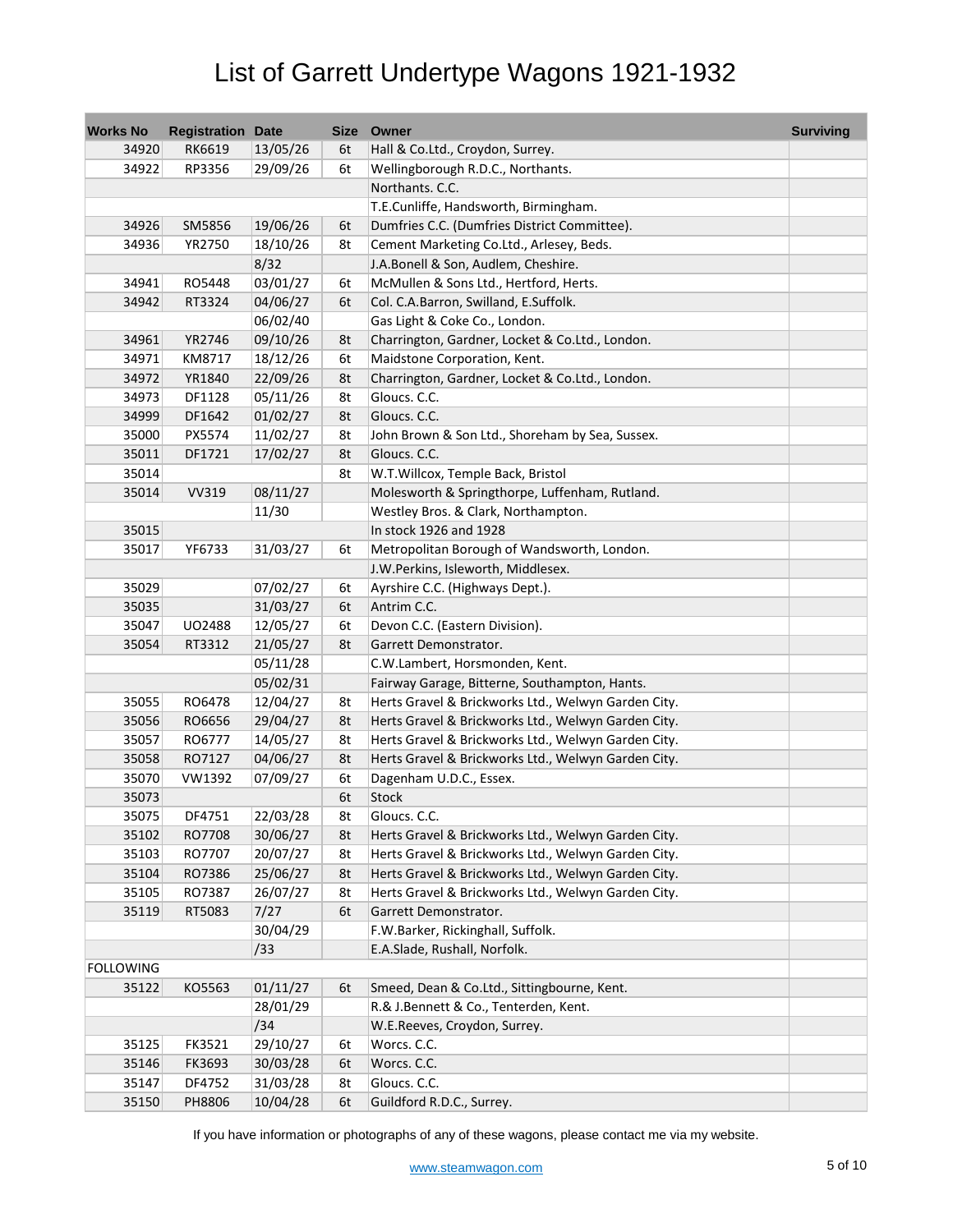# List of Garrett Undertype Wagons 1921-1932

| Works No | Registration | Date | Size | Owner | Surviving |
|---|---|---|---|---|---|
| 34920 | RK6619 | 13/05/26 | 6t | Hall & Co.Ltd., Croydon, Surrey. | |
| 34922 | RP3356 | 29/09/26 | 6t | Wellingborough R.D.C., Northants. | |
| | | | | Northants. C.C. | |
| | | | | T.E.Cunliffe, Handsworth, Birmingham. | |
| 34926 | SM5856 | 19/06/26 | 6t | Dumfries C.C. (Dumfries District Committee). | |
| 34936 | YR2750 | 18/10/26 | 8t | Cement Marketing Co.Ltd., Arlesey, Beds. | |
| | | 8/32 | | J.A.Bonell & Son, Audlem, Cheshire. | |
| 34941 | RO5448 | 03/01/27 | 6t | McMullen & Sons Ltd., Hertford, Herts. | |
| 34942 | RT3324 | 04/06/27 | 6t | Col. C.A.Barron, Swilland, E.Suffolk. | |
| | | 06/02/40 | | Gas Light & Coke Co., London. | |
| 34961 | YR2746 | 09/10/26 | 8t | Charrington, Gardner, Locket & Co.Ltd., London. | |
| 34971 | KM8717 | 18/12/26 | 6t | Maidstone Corporation, Kent. | |
| 34972 | YR1840 | 22/09/26 | 8t | Charrington, Gardner, Locket & Co.Ltd., London. | |
| 34973 | DF1128 | 05/11/26 | 8t | Gloucs. C.C. | |
| 34999 | DF1642 | 01/02/27 | 8t | Gloucs. C.C. | |
| 35000 | PX5574 | 11/02/27 | 8t | John Brown & Son Ltd., Shoreham by Sea, Sussex. | |
| 35011 | DF1721 | 17/02/27 | 8t | Gloucs. C.C. | |
| 35014 | | | 8t | W.T.Willcox, Temple Back, Bristol | |
| 35014 | VV319 | 08/11/27 | | Molesworth & Springthorpe, Luffenham, Rutland. | |
| | | 11/30 | | Westley Bros. & Clark, Northampton. | |
| 35015 | | | | In stock 1926 and 1928 | |
| 35017 | YF6733 | 31/03/27 | 6t | Metropolitan Borough of Wandsworth, London. | |
| | | | | J.W.Perkins, Isleworth, Middlesex. | |
| 35029 | | 07/02/27 | 6t | Ayrshire C.C. (Highways Dept.). | |
| 35035 | | 31/03/27 | 6t | Antrim C.C. | |
| 35047 | UO2488 | 12/05/27 | 6t | Devon C.C. (Eastern Division). | |
| 35054 | RT3312 | 21/05/27 | 8t | Garrett Demonstrator. | |
| | | 05/11/28 | | C.W.Lambert, Horsmonden, Kent. | |
| | | 05/02/31 | | Fairway Garage, Bitterne, Southampton, Hants. | |
| 35055 | RO6478 | 12/04/27 | 8t | Herts Gravel & Brickworks Ltd., Welwyn Garden City. | |
| 35056 | RO6656 | 29/04/27 | 8t | Herts Gravel & Brickworks Ltd., Welwyn Garden City. | |
| 35057 | RO6777 | 14/05/27 | 8t | Herts Gravel & Brickworks Ltd., Welwyn Garden City. | |
| 35058 | RO7127 | 04/06/27 | 8t | Herts Gravel & Brickworks Ltd., Welwyn Garden City. | |
| 35070 | VW1392 | 07/09/27 | 6t | Dagenham U.D.C., Essex. | |
| 35073 | | | 6t | Stock | |
| 35075 | DF4751 | 22/03/28 | 8t | Gloucs. C.C. | |
| 35102 | RO7708 | 30/06/27 | 8t | Herts Gravel & Brickworks Ltd., Welwyn Garden City. | |
| 35103 | RO7707 | 20/07/27 | 8t | Herts Gravel & Brickworks Ltd., Welwyn Garden City. | |
| 35104 | RO7386 | 25/06/27 | 8t | Herts Gravel & Brickworks Ltd., Welwyn Garden City. | |
| 35105 | RO7387 | 26/07/27 | 8t | Herts Gravel & Brickworks Ltd., Welwyn Garden City. | |
| 35119 | RT5083 | 7/27 | 6t | Garrett Demonstrator. | |
| | | 30/04/29 | | F.W.Barker, Rickinghall, Suffolk. | |
| | | /33 | | E.A.Slade, Rushall, Norfolk. | |
| FOLLOWING | | | | | |
| 35122 | KO5563 | 01/11/27 | 6t | Smeed, Dean & Co.Ltd., Sittingbourne, Kent. | |
| | | 28/01/29 | | R.& J.Bennett & Co., Tenterden, Kent. | |
| | | /34 | | W.E.Reeves, Croydon, Surrey. | |
| 35125 | FK3521 | 29/10/27 | 6t | Worcs. C.C. | |
| 35146 | FK3693 | 30/03/28 | 6t | Worcs. C.C. | |
| 35147 | DF4752 | 31/03/28 | 8t | Gloucs. C.C. | |
| 35150 | PH8806 | 10/04/28 | 6t | Guildford R.D.C., Surrey. | |

If you have information or photographs of any of these wagons, please contact me via my website.

www.steamwagon.com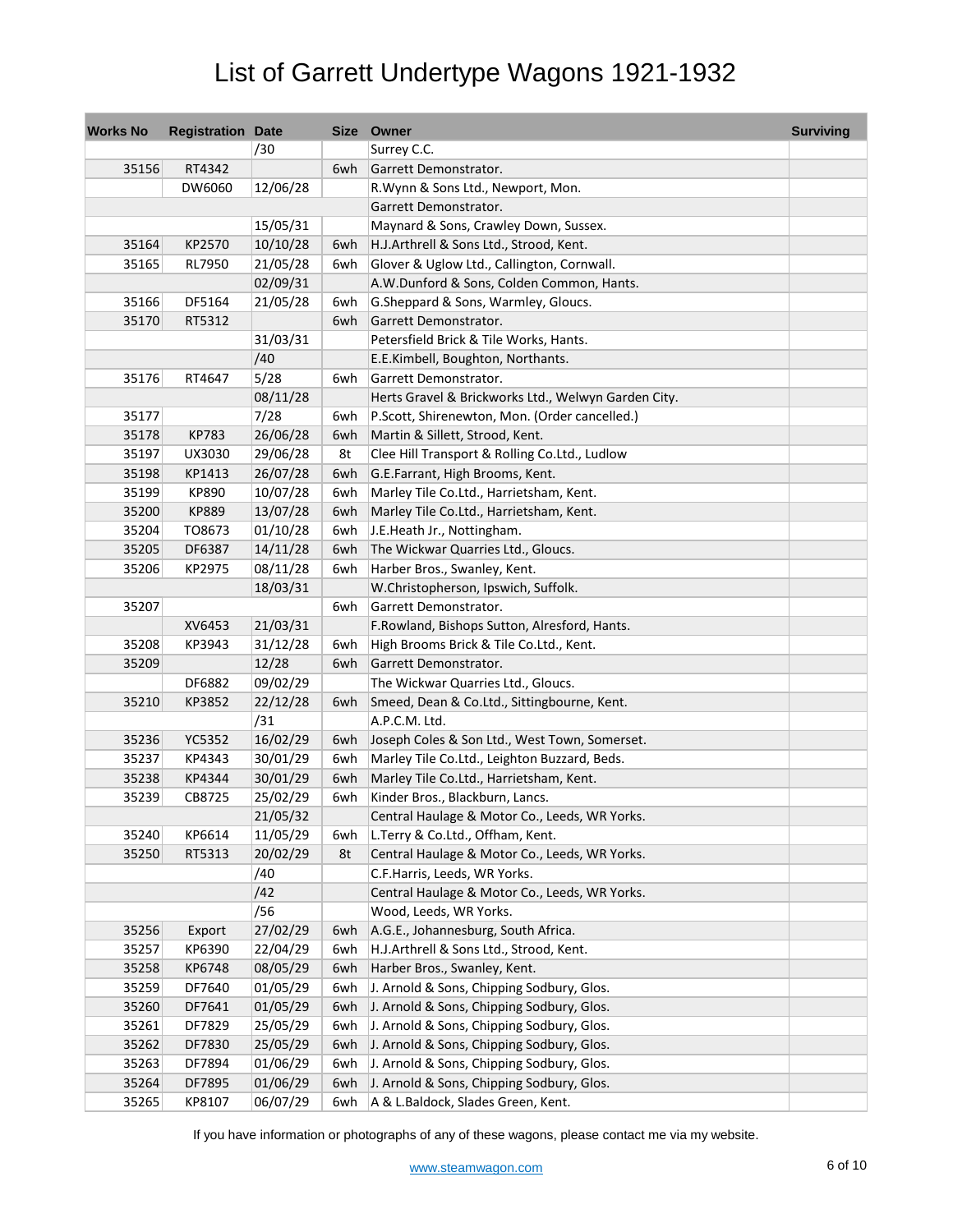# List of Garrett Undertype Wagons 1921-1932

| Works No | Registration | Date | Size | Owner | Surviving |
|---|---|---|---|---|---|
| | | /30 | | Surrey C.C. | |
| 35156 | RT4342 | | 6wh | Garrett Demonstrator. | |
| | DW6060 | 12/06/28 | | R.Wynn & Sons Ltd., Newport, Mon. | |
| | | | | Garrett Demonstrator. | |
| | | 15/05/31 | | Maynard & Sons, Crawley Down, Sussex. | |
| 35164 | KP2570 | 10/10/28 | 6wh | H.J.Arthrell & Sons Ltd., Strood, Kent. | |
| 35165 | RL7950 | 21/05/28 | 6wh | Glover & Uglow Ltd., Callington, Cornwall. | |
| | | 02/09/31 | | A.W.Dunford & Sons, Colden Common, Hants. | |
| 35166 | DF5164 | 21/05/28 | 6wh | G.Sheppard & Sons, Warmley, Gloucs. | |
| 35170 | RT5312 | | 6wh | Garrett Demonstrator. | |
| | | 31/03/31 | | Petersfield Brick & Tile Works, Hants. | |
| | | /40 | | E.E.Kimbell, Boughton, Northants. | |
| 35176 | RT4647 | 5/28 | 6wh | Garrett Demonstrator. | |
| | | 08/11/28 | | Herts Gravel & Brickworks Ltd., Welwyn Garden City. | |
| 35177 | | 7/28 | 6wh | P.Scott, Shirenewton, Mon. (Order cancelled.) | |
| 35178 | KP783 | 26/06/28 | 6wh | Martin & Sillett, Strood, Kent. | |
| 35197 | UX3030 | 29/06/28 | 8t | Clee Hill Transport & Rolling Co.Ltd., Ludlow | |
| 35198 | KP1413 | 26/07/28 | 6wh | G.E.Farrant, High Brooms, Kent. | |
| 35199 | KP890 | 10/07/28 | 6wh | Marley Tile Co.Ltd., Harrietsham, Kent. | |
| 35200 | KP889 | 13/07/28 | 6wh | Marley Tile Co.Ltd., Harrietsham, Kent. | |
| 35204 | TO8673 | 01/10/28 | 6wh | J.E.Heath Jr., Nottingham. | |
| 35205 | DF6387 | 14/11/28 | 6wh | The Wickwar Quarries Ltd., Gloucs. | |
| 35206 | KP2975 | 08/11/28 | 6wh | Harber Bros., Swanley, Kent. | |
| | | 18/03/31 | | W.Christopherson, Ipswich, Suffolk. | |
| 35207 | | | 6wh | Garrett Demonstrator. | |
| | XV6453 | 21/03/31 | | F.Rowland, Bishops Sutton, Alresford, Hants. | |
| 35208 | KP3943 | 31/12/28 | 6wh | High Brooms Brick & Tile Co.Ltd., Kent. | |
| 35209 | | 12/28 | 6wh | Garrett Demonstrator. | |
| | DF6882 | 09/02/29 | | The Wickwar Quarries Ltd., Gloucs. | |
| 35210 | KP3852 | 22/12/28 | 6wh | Smeed, Dean & Co.Ltd., Sittingbourne, Kent. | |
| | | /31 | | A.P.C.M. Ltd. | |
| 35236 | YC5352 | 16/02/29 | 6wh | Joseph Coles & Son Ltd., West Town, Somerset. | |
| 35237 | KP4343 | 30/01/29 | 6wh | Marley Tile Co.Ltd., Leighton Buzzard, Beds. | |
| 35238 | KP4344 | 30/01/29 | 6wh | Marley Tile Co.Ltd., Harrietsham, Kent. | |
| 35239 | CB8725 | 25/02/29 | 6wh | Kinder Bros., Blackburn, Lancs. | |
| | | 21/05/32 | | Central Haulage & Motor Co., Leeds, WR Yorks. | |
| 35240 | KP6614 | 11/05/29 | 6wh | L.Terry & Co.Ltd., Offham, Kent. | |
| 35250 | RT5313 | 20/02/29 | 8t | Central Haulage & Motor Co., Leeds, WR Yorks. | |
| | | /40 | | C.F.Harris, Leeds, WR Yorks. | |
| | | /42 | | Central Haulage & Motor Co., Leeds, WR Yorks. | |
| | | /56 | | Wood, Leeds, WR Yorks. | |
| 35256 | Export | 27/02/29 | 6wh | A.G.E., Johannesburg, South Africa. | |
| 35257 | KP6390 | 22/04/29 | 6wh | H.J.Arthrell & Sons Ltd., Strood, Kent. | |
| 35258 | KP6748 | 08/05/29 | 6wh | Harber Bros., Swanley, Kent. | |
| 35259 | DF7640 | 01/05/29 | 6wh | J. Arnold & Sons, Chipping Sodbury, Glos. | |
| 35260 | DF7641 | 01/05/29 | 6wh | J. Arnold & Sons, Chipping Sodbury, Glos. | |
| 35261 | DF7829 | 25/05/29 | 6wh | J. Arnold & Sons, Chipping Sodbury, Glos. | |
| 35262 | DF7830 | 25/05/29 | 6wh | J. Arnold & Sons, Chipping Sodbury, Glos. | |
| 35263 | DF7894 | 01/06/29 | 6wh | J. Arnold & Sons, Chipping Sodbury, Glos. | |
| 35264 | DF7895 | 01/06/29 | 6wh | J. Arnold & Sons, Chipping Sodbury, Glos. | |
| 35265 | KP8107 | 06/07/29 | 6wh | A & L.Baldock, Slades Green, Kent. | |

If you have information or photographs of any of these wagons, please contact me via my website.

www.steamwagon.com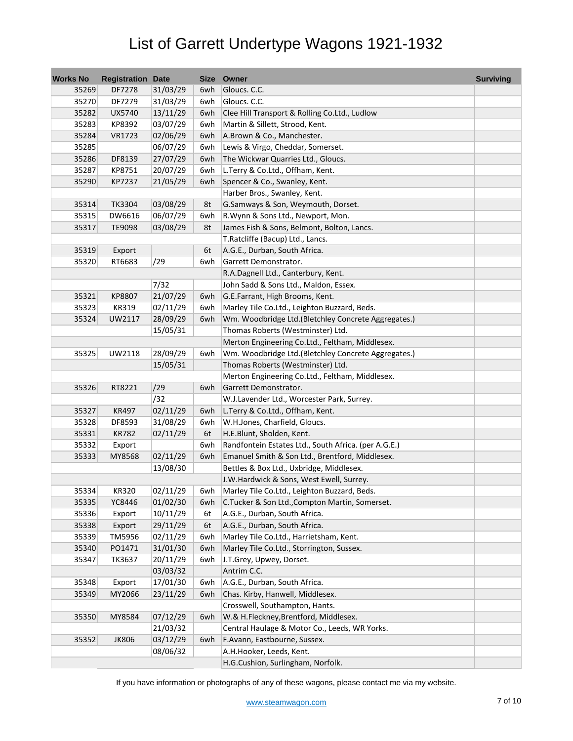# List of Garrett Undertype Wagons 1921-1932

| Works No | Registration | Date | Size | Owner | Surviving |
|---|---|---|---|---|---|
| 35269 | DF7278 | 31/03/29 | 6wh | Gloucs. C.C. | |
| 35270 | DF7279 | 31/03/29 | 6wh | Gloucs. C.C. | |
| 35282 | UX5740 | 13/11/29 | 6wh | Clee Hill Transport & Rolling Co.Ltd., Ludlow | |
| 35283 | KP8392 | 03/07/29 | 6wh | Martin & Sillett, Strood, Kent. | |
| 35284 | VR1723 | 02/06/29 | 6wh | A.Brown & Co., Manchester. | |
| 35285 | | 06/07/29 | 6wh | Lewis & Virgo, Cheddar, Somerset. | |
| 35286 | DF8139 | 27/07/29 | 6wh | The Wickwar Quarries Ltd., Gloucs. | |
| 35287 | KP8751 | 20/07/29 | 6wh | L.Terry & Co.Ltd., Offham, Kent. | |
| 35290 | KP7237 | 21/05/29 | 6wh | Spencer & Co., Swanley, Kent. | |
| | | | | Harber Bros., Swanley, Kent. | |
| 35314 | TK3304 | 03/08/29 | 8t | G.Samways & Son, Weymouth, Dorset. | |
| 35315 | DW6616 | 06/07/29 | 6wh | R.Wynn & Sons Ltd., Newport, Mon. | |
| 35317 | TE9098 | 03/08/29 | 8t | James Fish & Sons, Belmont, Bolton, Lancs. | |
| | | | | T.Ratcliffe (Bacup) Ltd., Lancs. | |
| 35319 | Export | | 6t | A.G.E., Durban, South Africa. | |
| 35320 | RT6683 | /29 | 6wh | Garrett Demonstrator. | |
| | | | | R.A.Dagnell Ltd., Canterbury, Kent. | |
| | | 7/32 | | John Sadd & Sons Ltd., Maldon, Essex. | |
| 35321 | KP8807 | 21/07/29 | 6wh | G.E.Farrant, High Brooms, Kent. | |
| 35323 | KR319 | 02/11/29 | 6wh | Marley Tile Co.Ltd., Leighton Buzzard, Beds. | |
| 35324 | UW2117 | 28/09/29 | 6wh | Wm. Woodbridge Ltd.(Bletchley Concrete Aggregates.) | |
| | | 15/05/31 | | Thomas Roberts (Westminster) Ltd. | |
| | | | | Merton Engineering Co.Ltd., Feltham, Middlesex. | |
| 35325 | UW2118 | 28/09/29 | 6wh | Wm. Woodbridge Ltd.(Bletchley Concrete Aggregates.) | |
| | | 15/05/31 | | Thomas Roberts (Westminster) Ltd. | |
| | | | | Merton Engineering Co.Ltd., Feltham, Middlesex. | |
| 35326 | RT8221 | /29 | 6wh | Garrett Demonstrator. | |
| | | /32 | | W.J.Lavender Ltd., Worcester Park, Surrey. | |
| 35327 | KR497 | 02/11/29 | 6wh | L.Terry & Co.Ltd., Offham, Kent. | |
| 35328 | DF8593 | 31/08/29 | 6wh | W.H.Jones, Charfield, Gloucs. | |
| 35331 | KR782 | 02/11/29 | 6t | H.E.Blunt, Sholden, Kent. | |
| 35332 | Export | | 6wh | Randfontein Estates Ltd., South Africa. (per A.G.E.) | |
| 35333 | MY8568 | 02/11/29 | 6wh | Emanuel Smith & Son Ltd., Brentford, Middlesex. | |
| | | 13/08/30 | | Bettles & Box Ltd., Uxbridge, Middlesex. | |
| | | | | J.W.Hardwick & Sons, West Ewell, Surrey. | |
| 35334 | KR320 | 02/11/29 | 6wh | Marley Tile Co.Ltd., Leighton Buzzard, Beds. | |
| 35335 | YC8446 | 01/02/30 | 6wh | C.Tucker & Son Ltd.,Compton Martin, Somerset. | |
| 35336 | Export | 10/11/29 | 6t | A.G.E., Durban, South Africa. | |
| 35338 | Export | 29/11/29 | 6t | A.G.E., Durban, South Africa. | |
| 35339 | TM5956 | 02/11/29 | 6wh | Marley Tile Co.Ltd., Harrietsham, Kent. | |
| 35340 | PO1471 | 31/01/30 | 6wh | Marley Tile Co.Ltd., Storrington, Sussex. | |
| 35347 | TK3637 | 20/11/29 | 6wh | J.T.Grey, Upwey, Dorset. | |
| | | 03/03/32 | | Antrim C.C. | |
| 35348 | Export | 17/01/30 | 6wh | A.G.E., Durban, South Africa. | |
| 35349 | MY2066 | 23/11/29 | 6wh | Chas. Kirby, Hanwell, Middlesex. | |
| | | | | Crosswell, Southampton, Hants. | |
| 35350 | MY8584 | 07/12/29 | 6wh | W.& H.Fleckney,Brentford, Middlesex. | |
| | | 21/03/32 | | Central Haulage & Motor Co., Leeds, WR Yorks. | |
| 35352 | JK806 | 03/12/29 | 6wh | F.Avann, Eastbourne, Sussex. | |
| | | 08/06/32 | | A.H.Hooker, Leeds, Kent. | |
| | | | | H.G.Cushion, Surlingham, Norfolk. | |

If you have information or photographs of any of these wagons, please contact me via my website.

www.steamwagon.com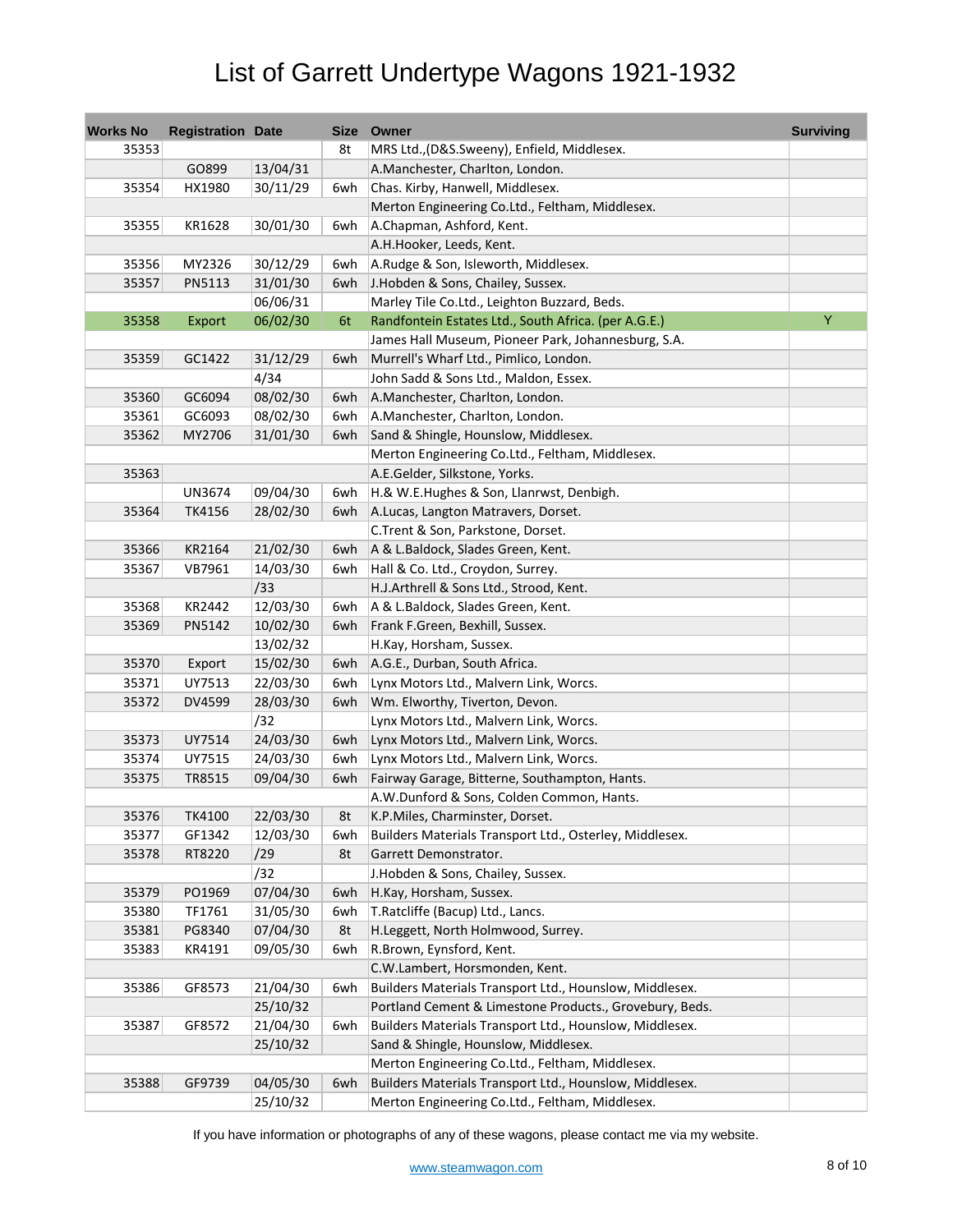# List of Garrett Undertype Wagons 1921-1932

| Works No | Registration | Date | Size | Owner | Surviving |
|---|---|---|---|---|---|
| 35353 | | | 8t | MRS Ltd.,(D&S.Sweeny), Enfield, Middlesex. | |
| | GO899 | 13/04/31 | | A.Manchester, Charlton, London. | |
| 35354 | HX1980 | 30/11/29 | 6wh | Chas. Kirby, Hanwell, Middlesex. | |
| | | | | Merton Engineering Co.Ltd., Feltham, Middlesex. | |
| 35355 | KR1628 | 30/01/30 | 6wh | A.Chapman, Ashford, Kent. | |
| | | | | A.H.Hooker, Leeds, Kent. | |
| 35356 | MY2326 | 30/12/29 | 6wh | A.Rudge & Son, Isleworth, Middlesex. | |
| 35357 | PN5113 | 31/01/30 | 6wh | J.Hobden & Sons, Chailey, Sussex. | |
| | | 06/06/31 | | Marley Tile Co.Ltd., Leighton Buzzard, Beds. | |
| 35358 | Export | 06/02/30 | 6t | Randfontein Estates Ltd., South Africa. (per A.G.E.) | Y |
| | | | | James Hall Museum, Pioneer Park, Johannesburg, S.A. | |
| 35359 | GC1422 | 31/12/29 | 6wh | Murrell's Wharf Ltd., Pimlico, London. | |
| | | 4/34 | | John Sadd & Sons Ltd., Maldon, Essex. | |
| 35360 | GC6094 | 08/02/30 | 6wh | A.Manchester, Charlton, London. | |
| 35361 | GC6093 | 08/02/30 | 6wh | A.Manchester, Charlton, London. | |
| 35362 | MY2706 | 31/01/30 | 6wh | Sand & Shingle, Hounslow, Middlesex. | |
| | | | | Merton Engineering Co.Ltd., Feltham, Middlesex. | |
| 35363 | | | | A.E.Gelder, Silkstone, Yorks. | |
| | UN3674 | 09/04/30 | 6wh | H.& W.E.Hughes & Son, Llanrwst, Denbigh. | |
| 35364 | TK4156 | 28/02/30 | 6wh | A.Lucas, Langton Matravers, Dorset. | |
| | | | | C.Trent & Son, Parkstone, Dorset. | |
| 35366 | KR2164 | 21/02/30 | 6wh | A & L.Baldock, Slades Green, Kent. | |
| 35367 | VB7961 | 14/03/30 | 6wh | Hall & Co. Ltd., Croydon, Surrey. | |
| | | /33 | | H.J.Arthrell & Sons Ltd., Strood, Kent. | |
| 35368 | KR2442 | 12/03/30 | 6wh | A & L.Baldock, Slades Green, Kent. | |
| 35369 | PN5142 | 10/02/30 | 6wh | Frank F.Green, Bexhill, Sussex. | |
| | | 13/02/32 | | H.Kay, Horsham, Sussex. | |
| 35370 | Export | 15/02/30 | 6wh | A.G.E., Durban, South Africa. | |
| 35371 | UY7513 | 22/03/30 | 6wh | Lynx Motors Ltd., Malvern Link, Worcs. | |
| 35372 | DV4599 | 28/03/30 | 6wh | Wm. Elworthy, Tiverton, Devon. | |
| | | /32 | | Lynx Motors Ltd., Malvern Link, Worcs. | |
| 35373 | UY7514 | 24/03/30 | 6wh | Lynx Motors Ltd., Malvern Link, Worcs. | |
| 35374 | UY7515 | 24/03/30 | 6wh | Lynx Motors Ltd., Malvern Link, Worcs. | |
| 35375 | TR8515 | 09/04/30 | 6wh | Fairway Garage, Bitterne, Southampton, Hants. | |
| | | | | A.W.Dunford & Sons, Colden Common, Hants. | |
| 35376 | TK4100 | 22/03/30 | 8t | K.P.Miles, Charminster, Dorset. | |
| 35377 | GF1342 | 12/03/30 | 6wh | Builders Materials Transport Ltd., Osterley, Middlesex. | |
| 35378 | RT8220 | /29 | 8t | Garrett Demonstrator. | |
| | | /32 | | J.Hobden & Sons, Chailey, Sussex. | |
| 35379 | PO1969 | 07/04/30 | 6wh | H.Kay, Horsham, Sussex. | |
| 35380 | TF1761 | 31/05/30 | 6wh | T.Ratcliffe (Bacup) Ltd., Lancs. | |
| 35381 | PG8340 | 07/04/30 | 8t | H.Leggett, North Holmwood, Surrey. | |
| 35383 | KR4191 | 09/05/30 | 6wh | R.Brown, Eynsford, Kent. | |
| | | | | C.W.Lambert, Horsmonden, Kent. | |
| 35386 | GF8573 | 21/04/30 | 6wh | Builders Materials Transport Ltd., Hounslow, Middlesex. | |
| | | 25/10/32 | | Portland Cement & Limestone Products., Grovebury, Beds. | |
| 35387 | GF8572 | 21/04/30 | 6wh | Builders Materials Transport Ltd., Hounslow, Middlesex. | |
| | | 25/10/32 | | Sand & Shingle, Hounslow, Middlesex. | |
| | | | | Merton Engineering Co.Ltd., Feltham, Middlesex. | |
| 35388 | GF9739 | 04/05/30 | 6wh | Builders Materials Transport Ltd., Hounslow, Middlesex. | |
| | | 25/10/32 | | Merton Engineering Co.Ltd., Feltham, Middlesex. | |

If you have information or photographs of any of these wagons, please contact me via my website.

www.steamwagon.com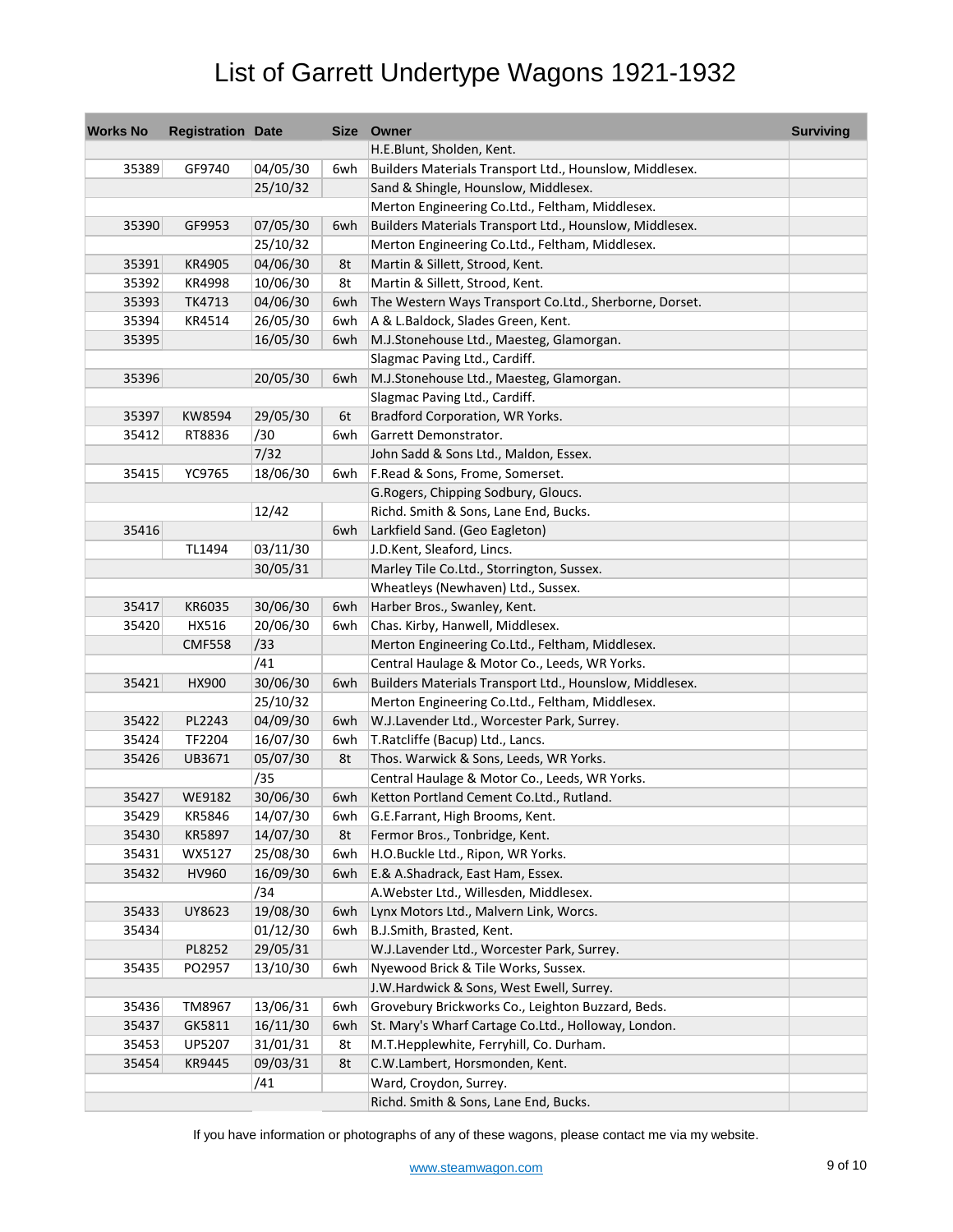# List of Garrett Undertype Wagons 1921-1932

| Works No | Registration | Date | Size | Owner | Surviving |
|---|---|---|---|---|---|
| | | | | H.E.Blunt, Sholden, Kent. | |
| 35389 | GF9740 | 04/05/30 | 6wh | Builders Materials Transport Ltd., Hounslow, Middlesex. | |
| | | 25/10/32 | | Sand & Shingle, Hounslow, Middlesex. | |
| | | | | Merton Engineering Co.Ltd., Feltham, Middlesex. | |
| 35390 | GF9953 | 07/05/30 | 6wh | Builders Materials Transport Ltd., Hounslow, Middlesex. | |
| | | 25/10/32 | | Merton Engineering Co.Ltd., Feltham, Middlesex. | |
| 35391 | KR4905 | 04/06/30 | 8t | Martin & Sillett, Strood, Kent. | |
| 35392 | KR4998 | 10/06/30 | 8t | Martin & Sillett, Strood, Kent. | |
| 35393 | TK4713 | 04/06/30 | 6wh | The Western Ways Transport Co.Ltd., Sherborne, Dorset. | |
| 35394 | KR4514 | 26/05/30 | 6wh | A & L.Baldock, Slades Green, Kent. | |
| 35395 | | 16/05/30 | 6wh | M.J.Stonehouse Ltd., Maesteg, Glamorgan. | |
| | | | | Slagmac Paving Ltd., Cardiff. | |
| 35396 | | 20/05/30 | 6wh | M.J.Stonehouse Ltd., Maesteg, Glamorgan. | |
| | | | | Slagmac Paving Ltd., Cardiff. | |
| 35397 | KW8594 | 29/05/30 | 6t | Bradford Corporation, WR Yorks. | |
| 35412 | RT8836 | /30 | 6wh | Garrett Demonstrator. | |
| | | 7/32 | | John Sadd & Sons Ltd., Maldon, Essex. | |
| 35415 | YC9765 | 18/06/30 | 6wh | F.Read & Sons, Frome, Somerset. | |
| | | | | G.Rogers, Chipping Sodbury, Gloucs. | |
| | | 12/42 | | Richd. Smith & Sons, Lane End, Bucks. | |
| 35416 | | | 6wh | Larkfield Sand. (Geo Eagleton) | |
| | TL1494 | 03/11/30 | | J.D.Kent, Sleaford, Lincs. | |
| | | 30/05/31 | | Marley Tile Co.Ltd., Storrington, Sussex. | |
| | | | | Wheatleys (Newhaven) Ltd., Sussex. | |
| 35417 | KR6035 | 30/06/30 | 6wh | Harber Bros., Swanley, Kent. | |
| 35420 | HX516 | 20/06/30 | 6wh | Chas. Kirby, Hanwell, Middlesex. | |
| | CMF558 | /33 | | Merton Engineering Co.Ltd., Feltham, Middlesex. | |
| | | /41 | | Central Haulage & Motor Co., Leeds, WR Yorks. | |
| 35421 | HX900 | 30/06/30 | 6wh | Builders Materials Transport Ltd., Hounslow, Middlesex. | |
| | | 25/10/32 | | Merton Engineering Co.Ltd., Feltham, Middlesex. | |
| 35422 | PL2243 | 04/09/30 | 6wh | W.J.Lavender Ltd., Worcester Park, Surrey. | |
| 35424 | TF2204 | 16/07/30 | 6wh | T.Ratcliffe (Bacup) Ltd., Lancs. | |
| 35426 | UB3671 | 05/07/30 | 8t | Thos. Warwick & Sons, Leeds, WR Yorks. | |
| | | /35 | | Central Haulage & Motor Co., Leeds, WR Yorks. | |
| 35427 | WE9182 | 30/06/30 | 6wh | Ketton Portland Cement Co.Ltd., Rutland. | |
| 35429 | KR5846 | 14/07/30 | 6wh | G.E.Farrant, High Brooms, Kent. | |
| 35430 | KR5897 | 14/07/30 | 8t | Fermor Bros., Tonbridge, Kent. | |
| 35431 | WX5127 | 25/08/30 | 6wh | H.O.Buckle Ltd., Ripon, WR Yorks. | |
| 35432 | HV960 | 16/09/30 | 6wh | E.& A.Shadrack, East Ham, Essex. | |
| | | /34 | | A.Webster Ltd., Willesden, Middlesex. | |
| 35433 | UY8623 | 19/08/30 | 6wh | Lynx Motors Ltd., Malvern Link, Worcs. | |
| 35434 | | 01/12/30 | 6wh | B.J.Smith, Brasted, Kent. | |
| | PL8252 | 29/05/31 | | W.J.Lavender Ltd., Worcester Park, Surrey. | |
| 35435 | PO2957 | 13/10/30 | 6wh | Nyewood Brick & Tile Works, Sussex. | |
| | | | | J.W.Hardwick & Sons, West Ewell, Surrey. | |
| 35436 | TM8967 | 13/06/31 | 6wh | Grovebury Brickworks Co., Leighton Buzzard, Beds. | |
| 35437 | GK5811 | 16/11/30 | 6wh | St. Mary's Wharf Cartage Co.Ltd., Holloway, London. | |
| 35453 | UP5207 | 31/01/31 | 8t | M.T.Hepplewhite, Ferryhill, Co. Durham. | |
| 35454 | KR9445 | 09/03/31 | 8t | C.W.Lambert, Horsmonden, Kent. | |
| | | /41 | | Ward, Croydon, Surrey. | |
| | | | | Richd. Smith & Sons, Lane End, Bucks. | |

If you have information or photographs of any of these wagons, please contact me via my website.

www.steamwagon.com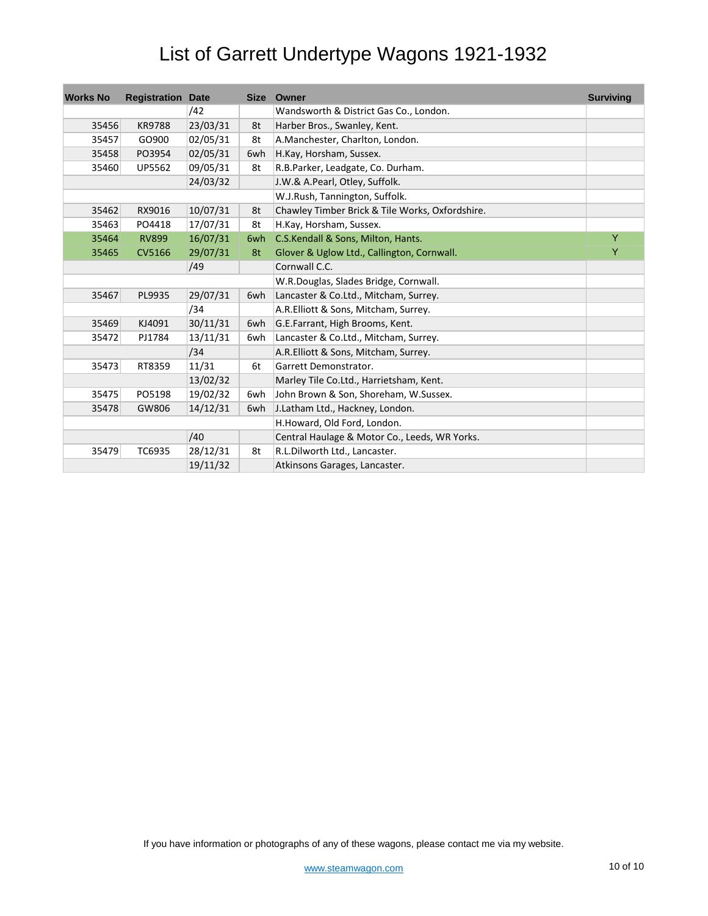# List of Garrett Undertype Wagons 1921-1932

| Works No | Registration | Date | Size | Owner | Surviving |
|---|---|---|---|---|---|
| | | /42 | | Wandsworth & District Gas Co., London. | |
| 35456 | KR9788 | 23/03/31 | 8t | Harber Bros., Swanley, Kent. | |
| 35457 | GO900 | 02/05/31 | 8t | A.Manchester, Charlton, London. | |
| 35458 | PO3954 | 02/05/31 | 6wh | H.Kay, Horsham, Sussex. | |
| 35460 | UP5562 | 09/05/31 | 8t | R.B.Parker, Leadgate, Co. Durham. | |
| | | 24/03/32 | | J.W.& A.Pearl, Otley, Suffolk. | |
| | | | | W.J.Rush, Tannington, Suffolk. | |
| 35462 | RX9016 | 10/07/31 | 8t | Chawley Timber Brick & Tile Works, Oxfordshire. | |
| 35463 | PO4418 | 17/07/31 | 8t | H.Kay, Horsham, Sussex. | |
| 35464 | RV899 | 16/07/31 | 6wh | C.S.Kendall & Sons, Milton, Hants. | Y |
| 35465 | CV5166 | 29/07/31 | 8t | Glover & Uglow Ltd., Callington, Cornwall. | Y |
| | | /49 | | Cornwall C.C. | |
| | | | | W.R.Douglas, Slades Bridge, Cornwall. | |
| 35467 | PL9935 | 29/07/31 | 6wh | Lancaster & Co.Ltd., Mitcham, Surrey. | |
| | | /34 | | A.R.Elliott & Sons, Mitcham, Surrey. | |
| 35469 | KJ4091 | 30/11/31 | 6wh | G.E.Farrant, High Brooms, Kent. | |
| 35472 | PJ1784 | 13/11/31 | 6wh | Lancaster & Co.Ltd., Mitcham, Surrey. | |
| | | /34 | | A.R.Elliott & Sons, Mitcham, Surrey. | |
| 35473 | RT8359 | 11/31 | 6t | Garrett Demonstrator. | |
| | | 13/02/32 | | Marley Tile Co.Ltd., Harrietsham, Kent. | |
| 35475 | PO5198 | 19/02/32 | 6wh | John Brown & Son, Shoreham, W.Sussex. | |
| 35478 | GW806 | 14/12/31 | 6wh | J.Latham Ltd., Hackney, London. | |
| | | | | H.Howard, Old Ford, London. | |
| | | /40 | | Central Haulage & Motor Co., Leeds, WR Yorks. | |
| 35479 | TC6935 | 28/12/31 | 8t | R.L.Dilworth Ltd., Lancaster. | |
| | | 19/11/32 | | Atkinsons Garages, Lancaster. | |

If you have information or photographs of any of these wagons, please contact me via my website.

www.steamwagon.com